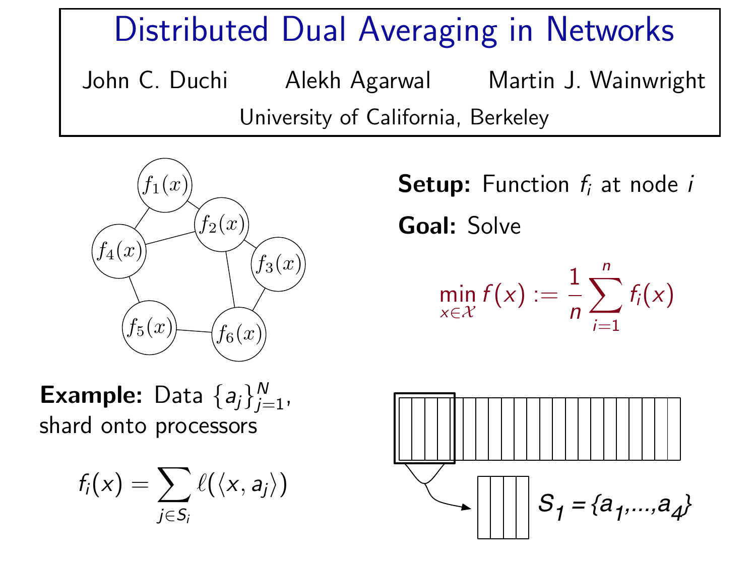# Distributed Dual Averaging in Networks

John C. Duchi    Alekh Agarwal    Martin J. Wainwright

University of California, Berkeley

**Setup:** Function $f_i$ at node $i$

**Goal:** Solve

$$\min_{x \in \mathcal{X}} f(x) := \frac{1}{n} \sum_{i=1}^{n} f_i(x)$$

**Example:** Data $\{a_j\}_{j=1}^{N}$, shard onto processors

$$f_i(x) = \sum_{j \in S_i} \ell(\langle x, a_j \rangle)$$

$S_1 = \{a_1, \ldots, a_4\}$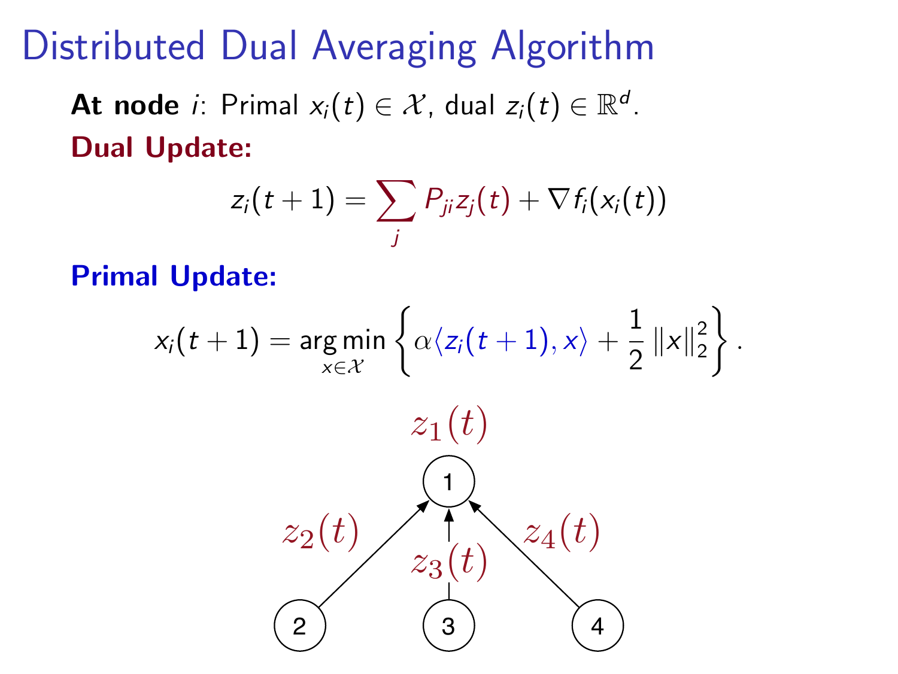# Distributed Dual Averaging Algorithm

**At node** $i$: Primal $x_i(t) \in \mathcal{X}$, dual $z_i(t) \in \mathbb{R}^d$.

**Dual Update:**

$$z_i(t+1) = \sum_j P_{ji} z_j(t) + \nabla f_i(x_i(t))$$

**Primal Update:**

$$x_i(t+1) = \operatorname*{arg\,min}_{x \in \mathcal{X}} \left\{ \alpha \langle z_i(t+1), x \rangle + \frac{1}{2} \|x\|_2^2 \right\}.$$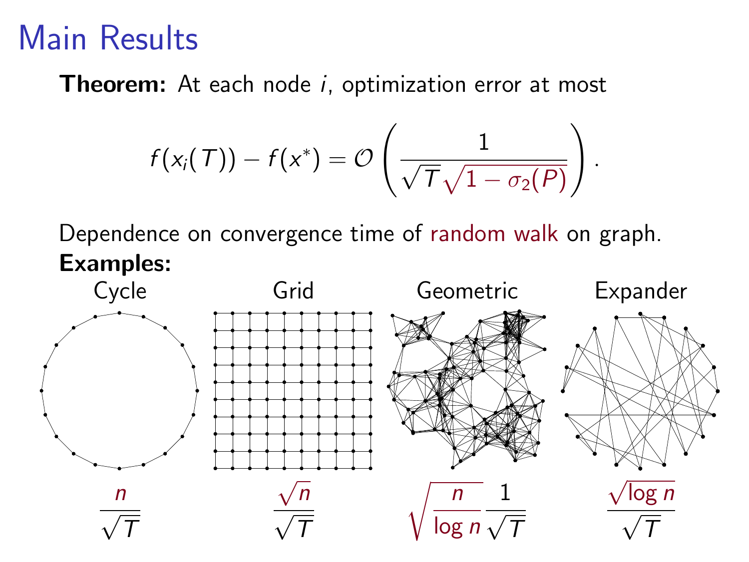# Main Results

**Theorem:** At each node $i$, optimization error at most

$$f(x_i(T)) - f(x^*) = \mathcal{O}\left(\frac{1}{\sqrt{T}\sqrt{1-\sigma_2(P)}}\right).$$

Dependence on convergence time of random walk on graph.

**Examples:**

| Cycle | Grid | Geometric | Expander |
|---|---|---|---|
| $\frac{n}{\sqrt{T}}$ | $\frac{\sqrt{n}}{\sqrt{T}}$ | $\sqrt{\frac{n}{\log n}}\frac{1}{\sqrt{T}}$ | $\frac{\sqrt{\log n}}{\sqrt{T}}$ |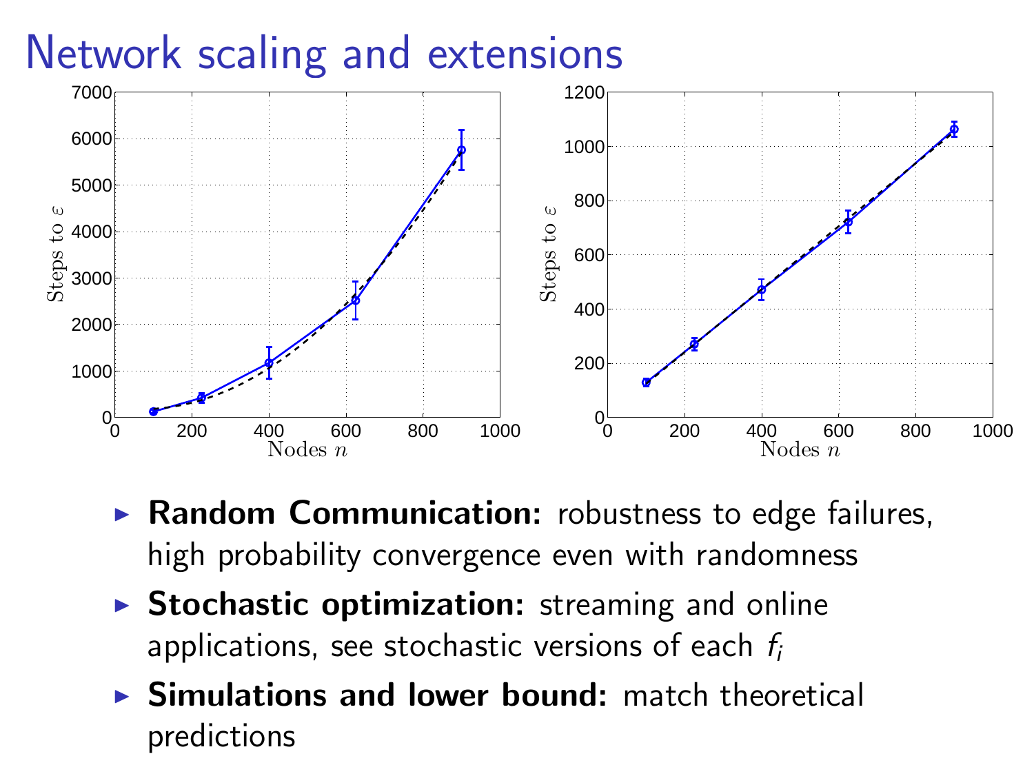# Network scaling and extensions

Steps to $\varepsilon$

7000
6000
5000
4000
3000
2000
1000
0

0 200 400 600 800 1000

Nodes $n$

Steps to $\varepsilon$

1200
1000
800
600
400
200
0

0 200 400 600 800 1000

Nodes $n$

- **Random Communication:** robustness to edge failures, high probability convergence even with randomness
- **Stochastic optimization:** streaming and online applications, see stochastic versions of each $f_i$
- **Simulations and lower bound:** match theoretical predictions